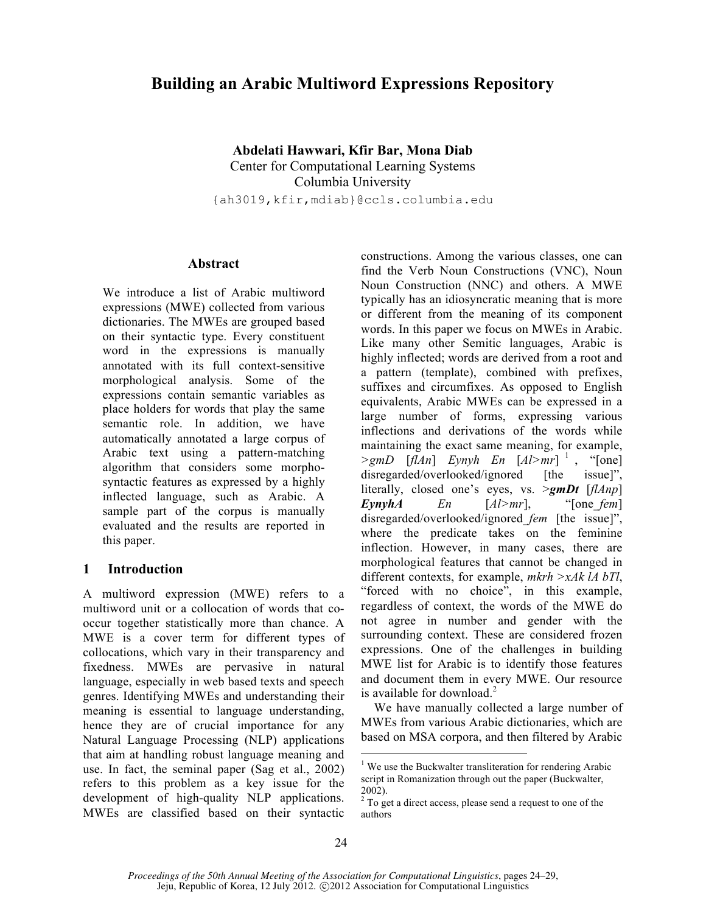# Building an Arabic Multiword Expressions Repository

**Abdelati Hawwari, Kfir Bar, Mona Diab**
Center for Computational Learning Systems
Columbia University
{ah3019,kfir,mdiab}@ccls.columbia.edu

## Abstract

We introduce a list of Arabic multiword expressions (MWE) collected from various dictionaries. The MWEs are grouped based on their syntactic type. Every constituent word in the expressions is manually annotated with its full context-sensitive morphological analysis. Some of the expressions contain semantic variables as place holders for words that play the same semantic role. In addition, we have automatically annotated a large corpus of Arabic text using a pattern-matching algorithm that considers some morpho-syntactic features as expressed by a highly inflected language, such as Arabic. A sample part of the corpus is manually evaluated and the results are reported in this paper.

## 1 Introduction

A multiword expression (MWE) refers to a multiword unit or a collocation of words that co-occur together statistically more than chance. A MWE is a cover term for different types of collocations, which vary in their transparency and fixedness. MWEs are pervasive in natural language, especially in web based texts and speech genres. Identifying MWEs and understanding their meaning is essential to language understanding, hence they are of crucial importance for any Natural Language Processing (NLP) applications that aim at handling robust language meaning and use. In fact, the seminal paper (Sag et al., 2002) refers to this problem as a key issue for the development of high-quality NLP applications. MWEs are classified based on their syntactic constructions. Among the various classes, one can find the Verb Noun Constructions (VNC), Noun Noun Construction (NNC) and others. A MWE typically has an idiosyncratic meaning that is more or different from the meaning of its component words. In this paper we focus on MWEs in Arabic. Like many other Semitic languages, Arabic is highly inflected; words are derived from a root and a pattern (template), combined with prefixes, suffixes and circumfixes. As opposed to English equivalents, Arabic MWEs can be expressed in a large number of forms, expressing various inflections and derivations of the words while maintaining the exact same meaning, for example, *>gmD* [*flAn*] *Eynyh En* [*Al>mr*] [1], "[one] disregarded/overlooked/ignored [the issue]", literally, closed one's eyes, vs. *>**gmDt*** [*flAnp*] ***EynyhA*** *En* [*Al>mr*], "[one_*fem*] disregarded/overlooked/ignored_*fem* [the issue]", where the predicate takes on the feminine inflection. However, in many cases, there are morphological features that cannot be changed in different contexts, for example, *mkrh >xAk lA bTl*, "forced with no choice", in this example, regardless of context, the words of the MWE do not agree in number and gender with the surrounding context. These are considered frozen expressions. One of the challenges in building MWE list for Arabic is to identify those features and document them in every MWE. Our resource is available for download.[2]

We have manually collected a large number of MWEs from various Arabic dictionaries, which are based on MSA corpora, and then filtered by Arabic

---

[1] We use the Buckwalter transliteration for rendering Arabic script in Romanization through out the paper (Buckwalter, 2002).

[2] To get a direct access, please send a request to one of the authors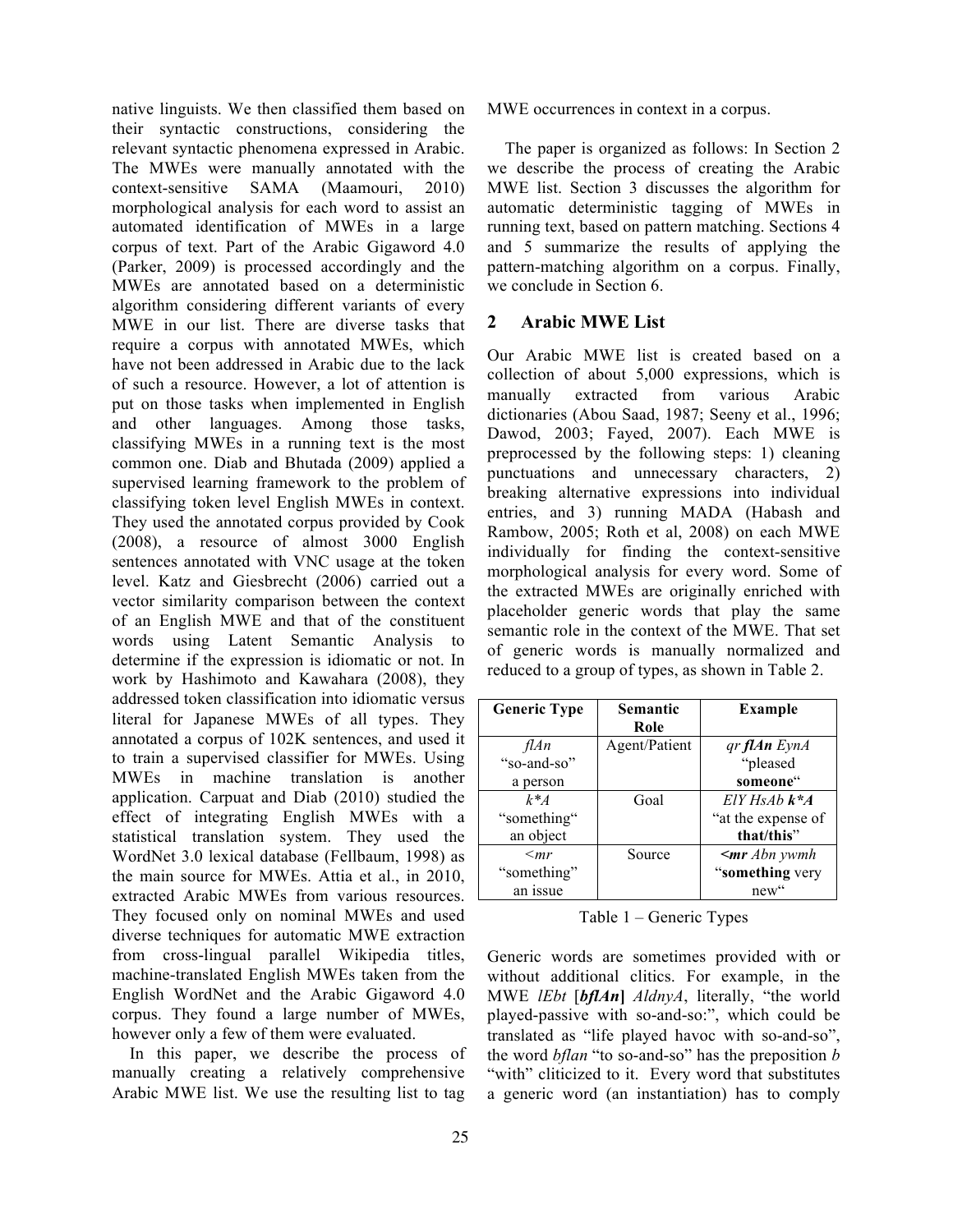native linguists. We then classified them based on their syntactic constructions, considering the relevant syntactic phenomena expressed in Arabic. The MWEs were manually annotated with the context-sensitive SAMA (Maamouri, 2010) morphological analysis for each word to assist an automated identification of MWEs in a large corpus of text. Part of the Arabic Gigaword 4.0 (Parker, 2009) is processed accordingly and the MWEs are annotated based on a deterministic algorithm considering different variants of every MWE in our list. There are diverse tasks that require a corpus with annotated MWEs, which have not been addressed in Arabic due to the lack of such a resource. However, a lot of attention is put on those tasks when implemented in English and other languages. Among those tasks, classifying MWEs in a running text is the most common one. Diab and Bhutada (2009) applied a supervised learning framework to the problem of classifying token level English MWEs in context. They used the annotated corpus provided by Cook (2008), a resource of almost 3000 English sentences annotated with VNC usage at the token level. Katz and Giesbrecht (2006) carried out a vector similarity comparison between the context of an English MWE and that of the constituent words using Latent Semantic Analysis to determine if the expression is idiomatic or not. In work by Hashimoto and Kawahara (2008), they addressed token classification into idiomatic versus literal for Japanese MWEs of all types. They annotated a corpus of 102K sentences, and used it to train a supervised classifier for MWEs. Using MWEs in machine translation is another application. Carpuat and Diab (2010) studied the effect of integrating English MWEs with a statistical translation system. They used the WordNet 3.0 lexical database (Fellbaum, 1998) as the main source for MWEs. Attia et al., in 2010, extracted Arabic MWEs from various resources. They focused only on nominal MWEs and used diverse techniques for automatic MWE extraction from cross-lingual parallel Wikipedia titles, machine-translated English MWEs taken from the English WordNet and the Arabic Gigaword 4.0 corpus. They found a large number of MWEs, however only a few of them were evaluated.

In this paper, we describe the process of manually creating a relatively comprehensive Arabic MWE list. We use the resulting list to tag MWE occurrences in context in a corpus.

The paper is organized as follows: In Section 2 we describe the process of creating the Arabic MWE list. Section 3 discusses the algorithm for automatic deterministic tagging of MWEs in running text, based on pattern matching. Sections 4 and 5 summarize the results of applying the pattern-matching algorithm on a corpus. Finally, we conclude in Section 6.

## 2 Arabic MWE List

Our Arabic MWE list is created based on a collection of about 5,000 expressions, which is manually extracted from various Arabic dictionaries (Abou Saad, 1987; Seeny et al., 1996; Dawod, 2003; Fayed, 2007). Each MWE is preprocessed by the following steps: 1) cleaning punctuations and unnecessary characters, 2) breaking alternative expressions into individual entries, and 3) running MADA (Habash and Rambow, 2005; Roth et al, 2008) on each MWE individually for finding the context-sensitive morphological analysis for every word. Some of the extracted MWEs are originally enriched with placeholder generic words that play the same semantic role in the context of the MWE. That set of generic words is manually normalized and reduced to a group of types, as shown in Table 2.

| Generic Type | Semantic Role | Example |
|---|---|---|
| *flAn* “so-and-so” a person | Agent/Patient | *qr **flAn** EynA* “pleased **someone**“ |
| *k\*A* “something“ an object | Goal | *ElY HsAb **k\*A*** “at the expense of **that/this**” |
| *<mr* “something” an issue | Source | ***<mr** Abn ywmh* “**something** very new“ |

Table 1 – Generic Types

Generic words are sometimes provided with or without additional clitics. For example, in the MWE *lEbt* [***bflAn***] *AldnyA*, literally, “the world played-passive with so-and-so:”, which could be translated as “life played havoc with so-and-so”, the word *bflan* “to so-and-so” has the preposition *b* “with” cliticized to it. Every word that substitutes a generic word (an instantiation) has to comply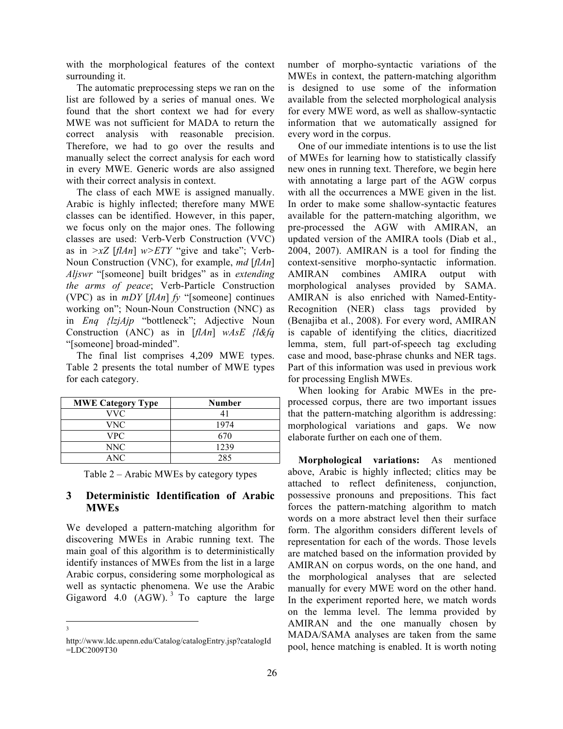with the morphological features of the context surrounding it.

The automatic preprocessing steps we ran on the list are followed by a series of manual ones. We found that the short context we had for every MWE was not sufficient for MADA to return the correct analysis with reasonable precision. Therefore, we had to go over the results and manually select the correct analysis for each word in every MWE. Generic words are also assigned with their correct analysis in context.

The class of each MWE is assigned manually. Arabic is highly inflected; therefore many MWE classes can be identified. However, in this paper, we focus only on the major ones. The following classes are used: Verb-Verb Construction (VVC) as in *>xZ* [*flAn*] *w>ETY* "give and take"; Verb-Noun Construction (VNC), for example, *md* [*flAn*] *Aljswr* "[someone] built bridges" as in *extending the arms of peace*; Verb-Particle Construction (VPC) as in *mDY* [*flAn*] *fy* "[someone] continues working on"; Noun-Noun Construction (NNC) as in *Enq {lzjAjp* "bottleneck"; Adjective Noun Construction (ANC) as in [*flAn*] *wAsE {l&fq* "[someone] broad-minded".

The final list comprises 4,209 MWE types. Table 2 presents the total number of MWE types for each category.

| MWE Category Type | Number |
|---|---|
| VVC | 41 |
| VNC | 1974 |
| VPC | 670 |
| NNC | 1239 |
| ANC | 285 |

Table 2 – Arabic MWEs by category types

## 3 Deterministic Identification of Arabic MWEs

We developed a pattern-matching algorithm for discovering MWEs in Arabic running text. The main goal of this algorithm is to deterministically identify instances of MWEs from the list in a large Arabic corpus, considering some morphological as well as syntactic phenomena. We use the Arabic Gigaword 4.0 (AGW).[3] To capture the large number of morpho-syntactic variations of the MWEs in context, the pattern-matching algorithm is designed to use some of the information available from the selected morphological analysis for every MWE word, as well as shallow-syntactic information that we automatically assigned for every word in the corpus.

One of our immediate intentions is to use the list of MWEs for learning how to statistically classify new ones in running text. Therefore, we begin here with annotating a large part of the AGW corpus with all the occurrences a MWE given in the list. In order to make some shallow-syntactic features available for the pattern-matching algorithm, we pre-processed the AGW with AMIRAN, an updated version of the AMIRA tools (Diab et al., 2004, 2007). AMIRAN is a tool for finding the context-sensitive morpho-syntactic information. AMIRAN combines AMIRA output with morphological analyses provided by SAMA. AMIRAN is also enriched with Named-Entity-Recognition (NER) class tags provided by (Benajiba et al., 2008). For every word, AMIRAN is capable of identifying the clitics, diacritized lemma, stem, full part-of-speech tag excluding case and mood, base-phrase chunks and NER tags. Part of this information was used in previous work for processing English MWEs.

When looking for Arabic MWEs in the pre-processed corpus, there are two important issues that the pattern-matching algorithm is addressing: morphological variations and gaps. We now elaborate further on each one of them.

**Morphological variations:** As mentioned above, Arabic is highly inflected; clitics may be attached to reflect definiteness, conjunction, possessive pronouns and prepositions. This fact forces the pattern-matching algorithm to match words on a more abstract level then their surface form. The algorithm considers different levels of representation for each of the words. Those levels are matched based on the information provided by AMIRAN on corpus words, on the one hand, and the morphological analyses that are selected manually for every MWE word on the other hand. In the experiment reported here, we match words on the lemma level. The lemma provided by AMIRAN and the one manually chosen by MADA/SAMA analyses are taken from the same pool, hence matching is enabled. It is worth noting

---

[3] http://www.ldc.upenn.edu/Catalog/catalogEntry.jsp?catalogId=LDC2009T30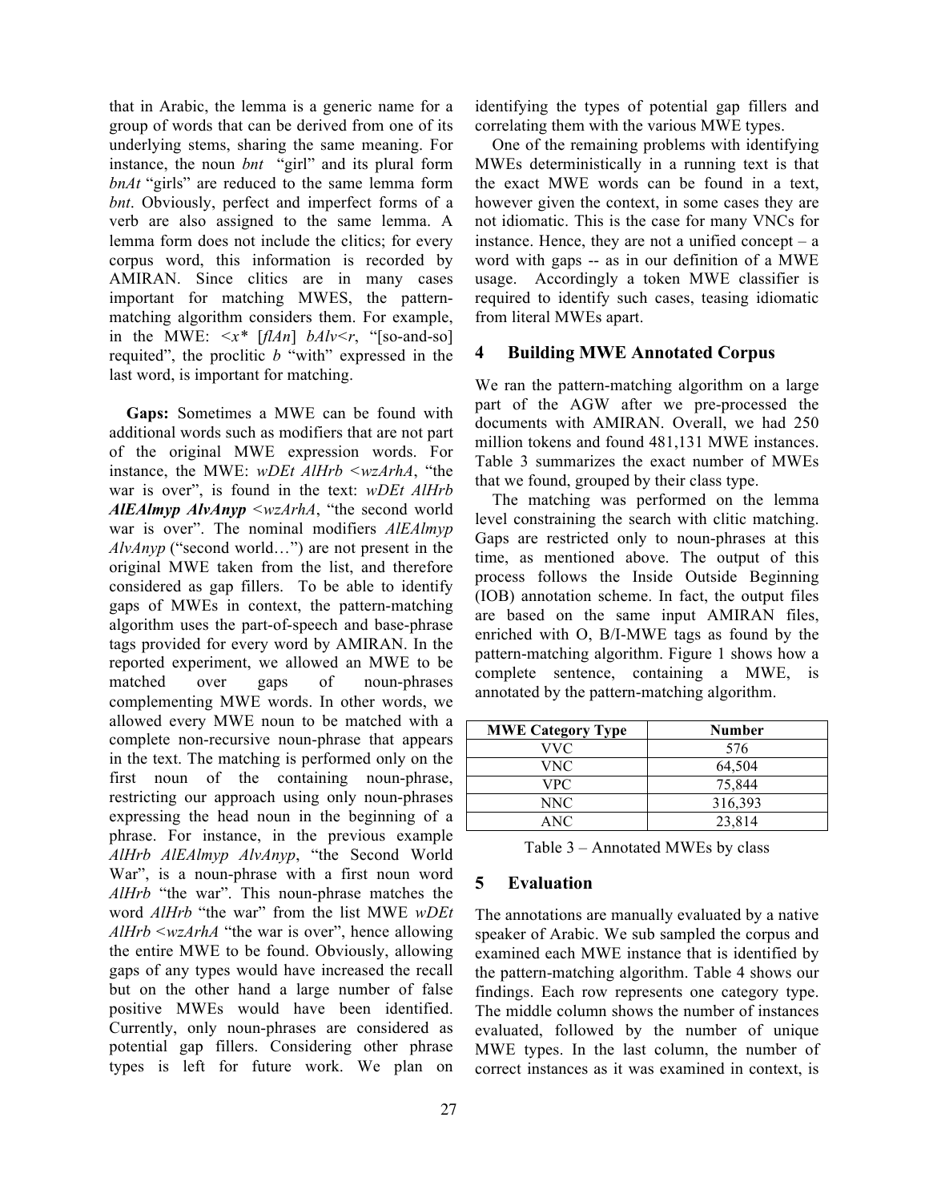that in Arabic, the lemma is a generic name for a group of words that can be derived from one of its underlying stems, sharing the same meaning. For instance, the noun *bnt* "girl" and its plural form *bnAt* "girls" are reduced to the same lemma form *bnt*. Obviously, perfect and imperfect forms of a verb are also assigned to the same lemma. A lemma form does not include the clitics; for every corpus word, this information is recorded by AMIRAN. Since clitics are in many cases important for matching MWES, the pattern-matching algorithm considers them. For example, in the MWE: *<x\** [*flAn*] *bAlv<r*, "[so-and-so] requited", the proclitic *b* "with" expressed in the last word, is important for matching.

**Gaps:** Sometimes a MWE can be found with additional words such as modifiers that are not part of the original MWE expression words. For instance, the MWE: *wDEt AlHrb <wzArhA*, "the war is over", is found in the text: *wDEt AlHrb* ***AlEAlmyp AlvAnyp*** *<wzArhA*, "the second world war is over". The nominal modifiers *AlEAlmyp AlvAnyp* ("second world…") are not present in the original MWE taken from the list, and therefore considered as gap fillers. To be able to identify gaps of MWEs in context, the pattern-matching algorithm uses the part-of-speech and base-phrase tags provided for every word by AMIRAN. In the reported experiment, we allowed an MWE to be matched over gaps of noun-phrases complementing MWE words. In other words, we allowed every MWE noun to be matched with a complete non-recursive noun-phrase that appears in the text. The matching is performed only on the first noun of the containing noun-phrase, restricting our approach using only noun-phrases expressing the head noun in the beginning of a phrase. For instance, in the previous example *AlHrb AlEAlmyp AlvAnyp*, "the Second World War", is a noun-phrase with a first noun word *AlHrb* "the war". This noun-phrase matches the word *AlHrb* "the war" from the list MWE *wDEt AlHrb <wzArhA* "the war is over", hence allowing the entire MWE to be found. Obviously, allowing gaps of any types would have increased the recall but on the other hand a large number of false positive MWEs would have been identified. Currently, only noun-phrases are considered as potential gap fillers. Considering other phrase types is left for future work. We plan on identifying the types of potential gap fillers and correlating them with the various MWE types.

One of the remaining problems with identifying MWEs deterministically in a running text is that the exact MWE words can be found in a text, however given the context, in some cases they are not idiomatic. This is the case for many VNCs for instance. Hence, they are not a unified concept – a word with gaps -- as in our definition of a MWE usage. Accordingly a token MWE classifier is required to identify such cases, teasing idiomatic from literal MWEs apart.

## 4 Building MWE Annotated Corpus

We ran the pattern-matching algorithm on a large part of the AGW after we pre-processed the documents with AMIRAN. Overall, we had 250 million tokens and found 481,131 MWE instances. Table 3 summarizes the exact number of MWEs that we found, grouped by their class type.

The matching was performed on the lemma level constraining the search with clitic matching. Gaps are restricted only to noun-phrases at this time, as mentioned above. The output of this process follows the Inside Outside Beginning (IOB) annotation scheme. In fact, the output files are based on the same input AMIRAN files, enriched with O, B/I-MWE tags as found by the pattern-matching algorithm. Figure 1 shows how a complete sentence, containing a MWE, is annotated by the pattern-matching algorithm.

| MWE Category Type | Number |
|---|---|
| VVC | 576 |
| VNC | 64,504 |
| VPC | 75,844 |
| NNC | 316,393 |
| ANC | 23,814 |

Table 3 – Annotated MWEs by class

## 5 Evaluation

The annotations are manually evaluated by a native speaker of Arabic. We sub sampled the corpus and examined each MWE instance that is identified by the pattern-matching algorithm. Table 4 shows our findings. Each row represents one category type. The middle column shows the number of instances evaluated, followed by the number of unique MWE types. In the last column, the number of correct instances as it was examined in context, is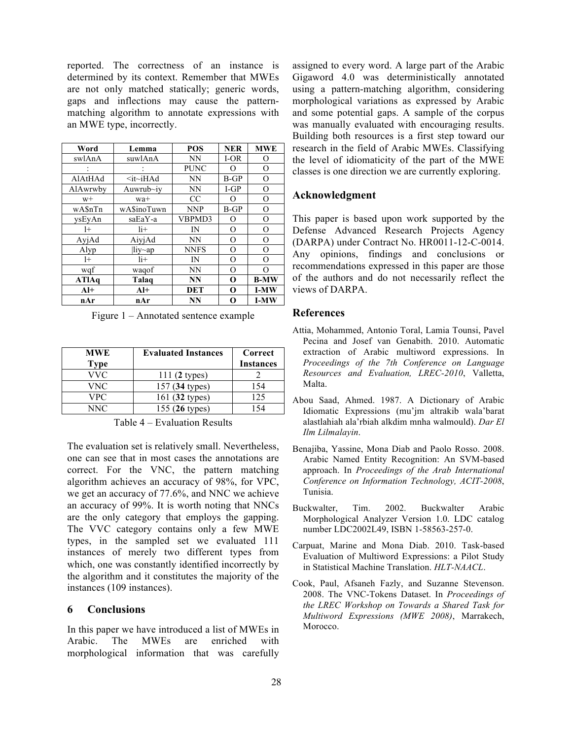reported. The correctness of an instance is determined by its context. Remember that MWEs are not only matched statically; generic words, gaps and inflections may cause the pattern-matching algorithm to annotate expressions with an MWE type, incorrectly.

| Word | Lemma | POS | NER | MWE |
|---|---|---|---|---|
| swlAnA | suwlAnA | NN | I-OR | O |
| : | : | PUNC | O | O |
| AlAtHAd | <it~iHAd | NN | B-GP | O |
| AlAwrwby | Auwrub~iy | NN | I-GP | O |
| w+ | wa+ | CC | O | O |
| wA$nTn | wA$inoTuwn | NNP | B-GP | O |
| ysEyAn | saEaY-a | VBPMD3 | O | O |
| l+ | li+ | IN | O | O |
| AyjAd | AiyjAd | NN | O | O |
| Alyp | \|liy~ap | NNFS | O | O |
| l+ | li+ | IN | O | O |
| wqf | waqof | NN | O | O |
| **ATlAq** | **Talaq** | **NN** | **O** | **B-MW** |
| **Al+** | **Al+** | **DET** | **O** | **I-MW** |
| **nAr** | **nAr** | **NN** | **O** | **I-MW** |

Figure 1 – Annotated sentence example

| MWE Type | Evaluated Instances | Correct Instances |
|---|---|---|
| VVC | 111 (**2** types) | 2 |
| VNC | 157 (**34** types) | 154 |
| VPC | 161 (**32** types) | 125 |
| NNC | 155 (**26** types) | 154 |

Table 4 – Evaluation Results

The evaluation set is relatively small. Nevertheless, one can see that in most cases the annotations are correct. For the VNC, the pattern matching algorithm achieves an accuracy of 98%, for VPC, we get an accuracy of 77.6%, and NNC we achieve an accuracy of 99%. It is worth noting that NNCs are the only category that employs the gapping. The VVC category contains only a few MWE types, in the sampled set we evaluated 111 instances of merely two different types from which, one was constantly identified incorrectly by the algorithm and it constitutes the majority of the instances (109 instances).

## 6 Conclusions

In this paper we have introduced a list of MWEs in Arabic. The MWEs are enriched with morphological information that was carefully assigned to every word. A large part of the Arabic Gigaword 4.0 was deterministically annotated using a pattern-matching algorithm, considering morphological variations as expressed by Arabic and some potential gaps. A sample of the corpus was manually evaluated with encouraging results. Building both resources is a first step toward our research in the field of Arabic MWEs. Classifying the level of idiomaticity of the part of the MWE classes is one direction we are currently exploring.

## Acknowledgment

This paper is based upon work supported by the Defense Advanced Research Projects Agency (DARPA) under Contract No. HR0011-12-C-0014. Any opinions, findings and conclusions or recommendations expressed in this paper are those of the authors and do not necessarily reflect the views of DARPA.

## References

Attia, Mohammed, Antonio Toral, Lamia Tounsi, Pavel Pecina and Josef van Genabith. 2010. Automatic extraction of Arabic multiword expressions. In *Proceedings of the 7th Conference on Language Resources and Evaluation, LREC-2010*, Valletta, Malta.

Abou Saad, Ahmed. 1987. A Dictionary of Arabic Idiomatic Expressions (mu'jm altrakib wala'barat alastlahiah ala'rbiah alkdim mnha walmould). *Dar El Ilm Lilmalayin*.

Benajiba, Yassine, Mona Diab and Paolo Rosso. 2008. Arabic Named Entity Recognition: An SVM-based approach. In *Proceedings of the Arab International Conference on Information Technology, ACIT-2008*, Tunisia.

Buckwalter, Tim. 2002. Buckwalter Arabic Morphological Analyzer Version 1.0. LDC catalog number LDC2002L49, ISBN 1-58563-257-0.

Carpuat, Marine and Mona Diab. 2010. Task-based Evaluation of Multiword Expressions: a Pilot Study in Statistical Machine Translation. *HLT-NAACL*.

Cook, Paul, Afsaneh Fazly, and Suzanne Stevenson. 2008. The VNC-Tokens Dataset. In *Proceedings of the LREC Workshop on Towards a Shared Task for Multiword Expressions (MWE 2008)*, Marrakech, Morocco.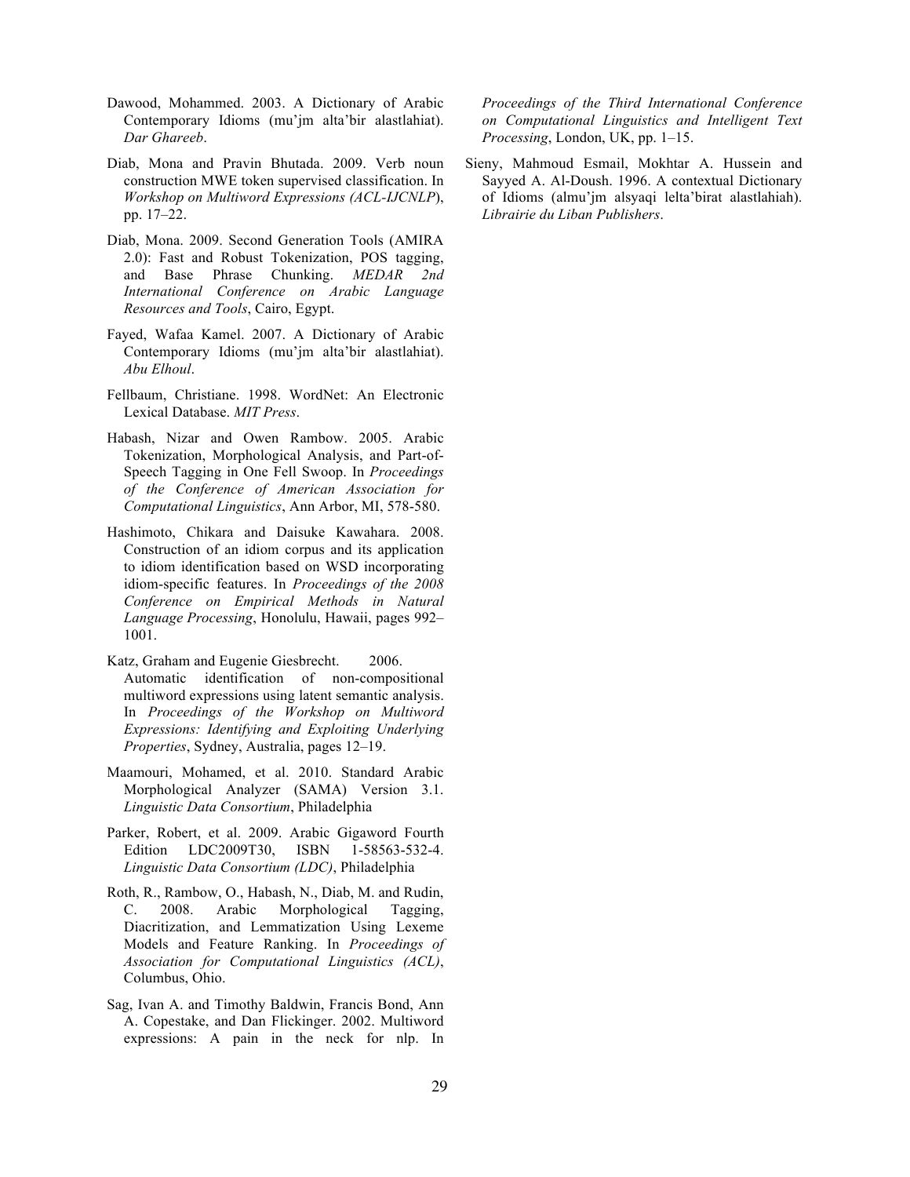Dawood, Mohammed. 2003. A Dictionary of Arabic Contemporary Idioms (mu'jm alta'bir alastlahiat). *Dar Ghareeb*.

Diab, Mona and Pravin Bhutada. 2009. Verb noun construction MWE token supervised classification. In *Workshop on Multiword Expressions (ACL-IJCNLP)*, pp. 17–22.

Diab, Mona. 2009. Second Generation Tools (AMIRA 2.0): Fast and Robust Tokenization, POS tagging, and Base Phrase Chunking. *MEDAR 2nd International Conference on Arabic Language Resources and Tools*, Cairo, Egypt.

Fayed, Wafaa Kamel. 2007. A Dictionary of Arabic Contemporary Idioms (mu'jm alta'bir alastlahiat). *Abu Elhoul*.

Fellbaum, Christiane. 1998. WordNet: An Electronic Lexical Database. *MIT Press*.

Habash, Nizar and Owen Rambow. 2005. Arabic Tokenization, Morphological Analysis, and Part-of-Speech Tagging in One Fell Swoop. In *Proceedings of the Conference of American Association for Computational Linguistics*, Ann Arbor, MI, 578-580.

Hashimoto, Chikara and Daisuke Kawahara. 2008. Construction of an idiom corpus and its application to idiom identification based on WSD incorporating idiom-specific features. In *Proceedings of the 2008 Conference on Empirical Methods in Natural Language Processing*, Honolulu, Hawaii, pages 992–1001.

Katz, Graham and Eugenie Giesbrecht. 2006. Automatic identification of non-compositional multiword expressions using latent semantic analysis. In *Proceedings of the Workshop on Multiword Expressions: Identifying and Exploiting Underlying Properties*, Sydney, Australia, pages 12–19.

Maamouri, Mohamed, et al. 2010. Standard Arabic Morphological Analyzer (SAMA) Version 3.1. *Linguistic Data Consortium*, Philadelphia

Parker, Robert, et al. 2009. Arabic Gigaword Fourth Edition LDC2009T30, ISBN 1-58563-532-4. *Linguistic Data Consortium (LDC)*, Philadelphia

Roth, R., Rambow, O., Habash, N., Diab, M. and Rudin, C. 2008. Arabic Morphological Tagging, Diacritization, and Lemmatization Using Lexeme Models and Feature Ranking. In *Proceedings of Association for Computational Linguistics (ACL)*, Columbus, Ohio.

Sag, Ivan A. and Timothy Baldwin, Francis Bond, Ann A. Copestake, and Dan Flickinger. 2002. Multiword expressions: A pain in the neck for nlp. In *Proceedings of the Third International Conference on Computational Linguistics and Intelligent Text Processing*, London, UK, pp. 1–15.

Sieny, Mahmoud Esmail, Mokhtar A. Hussein and Sayyed A. Al-Doush. 1996. A contextual Dictionary of Idioms (almu'jm alsyaqi lelta'birat alastlahiah). *Librairie du Liban Publishers*.